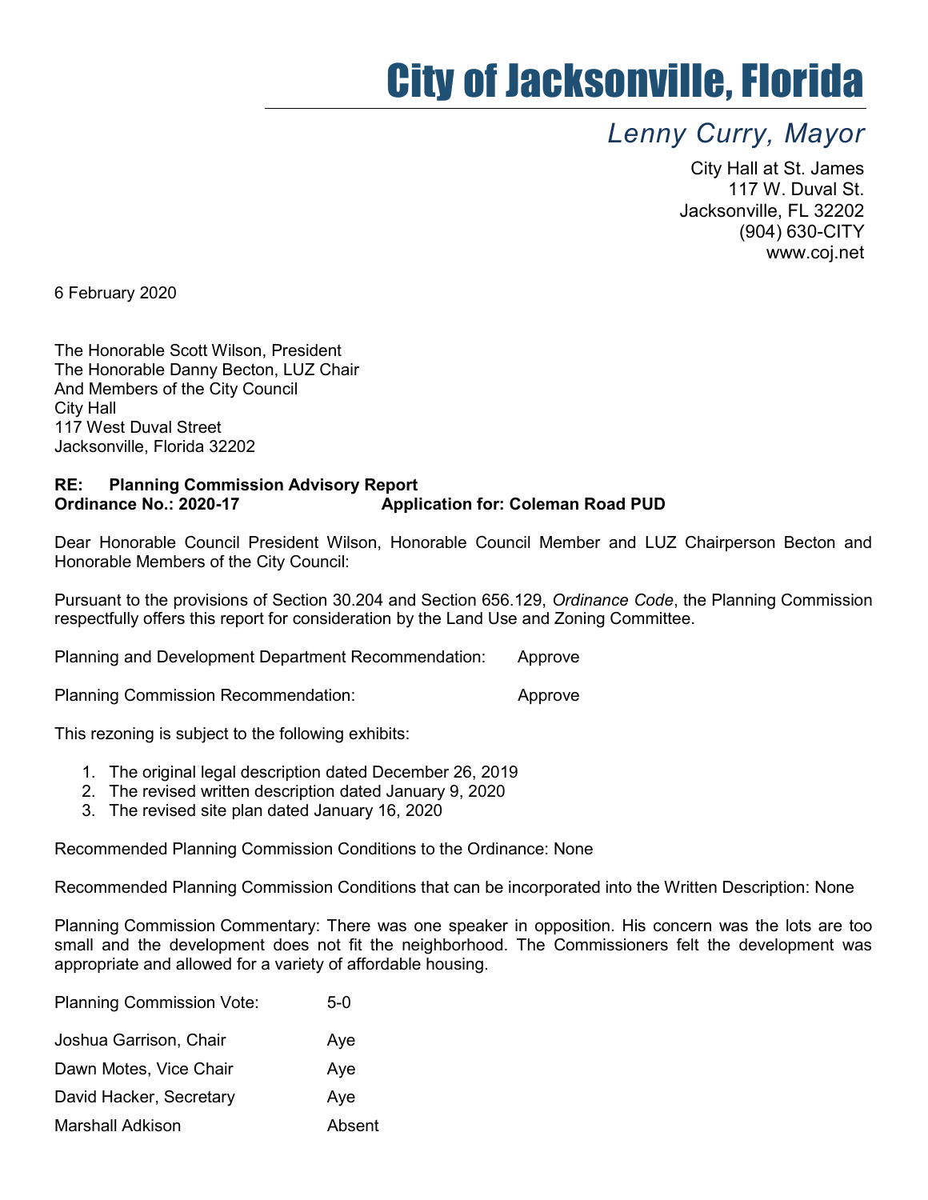# City of Jacksonville, Florida

*Lenny Curry, Mayor*

City Hall at St. James
117 W. Duval St.
Jacksonville, FL 32202
(904) 630-CITY
www.coj.net

6 February 2020

The Honorable Scott Wilson, President
The Honorable Danny Becton, LUZ Chair
And Members of the City Council
City Hall
117 West Duval Street
Jacksonville, Florida 32202

**RE: Planning Commission Advisory Report**
**Ordinance No.: 2020-17 Application for: Coleman Road PUD**

Dear Honorable Council President Wilson, Honorable Council Member and LUZ Chairperson Becton and Honorable Members of the City Council:

Pursuant to the provisions of Section 30.204 and Section 656.129, *Ordinance Code*, the Planning Commission respectfully offers this report for consideration by the Land Use and Zoning Committee.

Planning and Development Department Recommendation: Approve

Planning Commission Recommendation: Approve

This rezoning is subject to the following exhibits:

1. The original legal description dated December 26, 2019
2. The revised written description dated January 9, 2020
3. The revised site plan dated January 16, 2020

Recommended Planning Commission Conditions to the Ordinance: None

Recommended Planning Commission Conditions that can be incorporated into the Written Description: None

Planning Commission Commentary: There was one speaker in opposition. His concern was the lots are too small and the development does not fit the neighborhood. The Commissioners felt the development was appropriate and allowed for a variety of affordable housing.

Planning Commission Vote: 5-0

| | |
|---|---|
| Joshua Garrison, Chair | Aye |
| Dawn Motes, Vice Chair | Aye |
| David Hacker, Secretary | Aye |
| Marshall Adkison | Absent |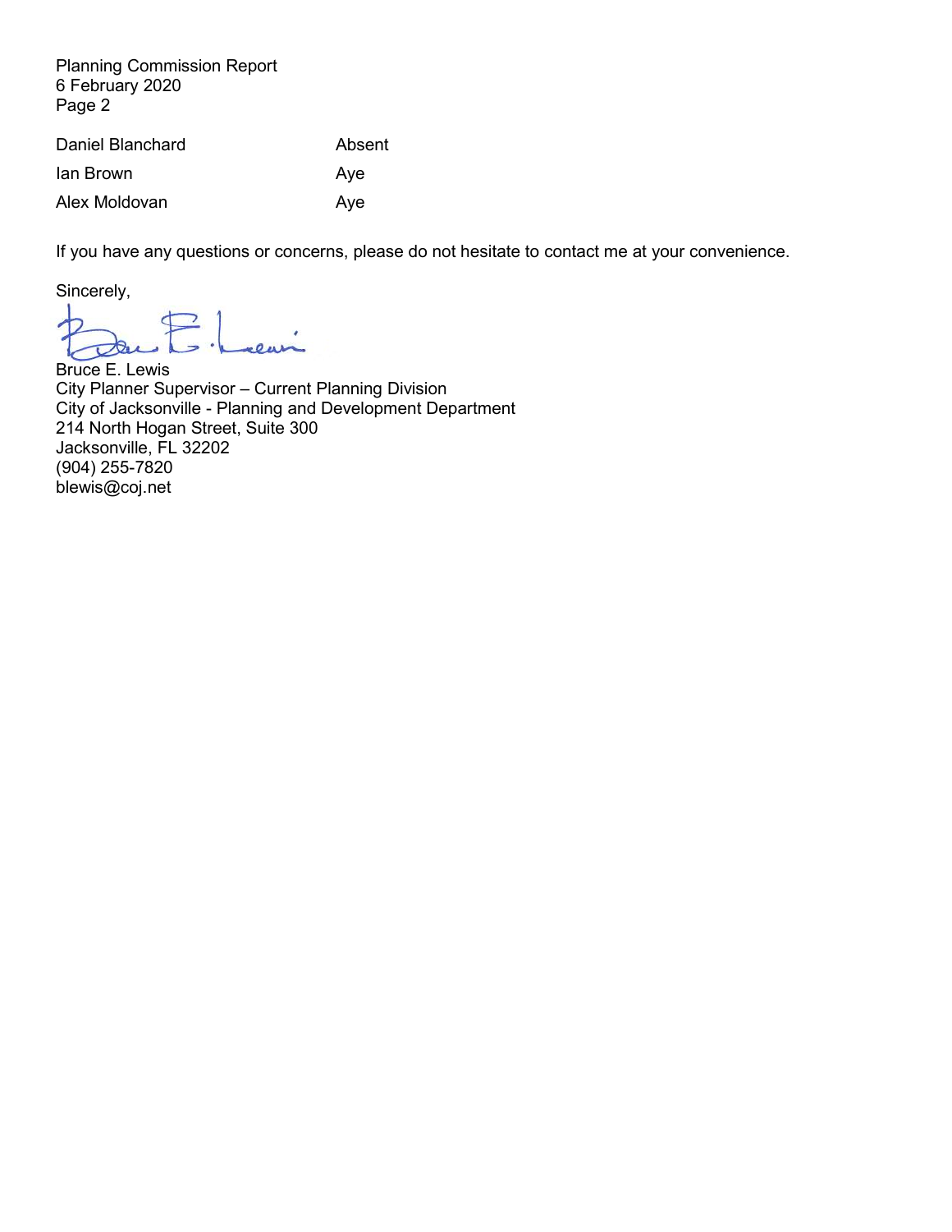| | |
|---|---|
| Daniel Blanchard | Absent |
| Ian Brown | Aye |
| Alex Moldovan | Aye |

If you have any questions or concerns, please do not hesitate to contact me at your convenience.

Sincerely,

Bruce E. Lewis
City Planner Supervisor – Current Planning Division
City of Jacksonville - Planning and Development Department
214 North Hogan Street, Suite 300
Jacksonville, FL 32202
(904) 255-7820
blewis@coj.net